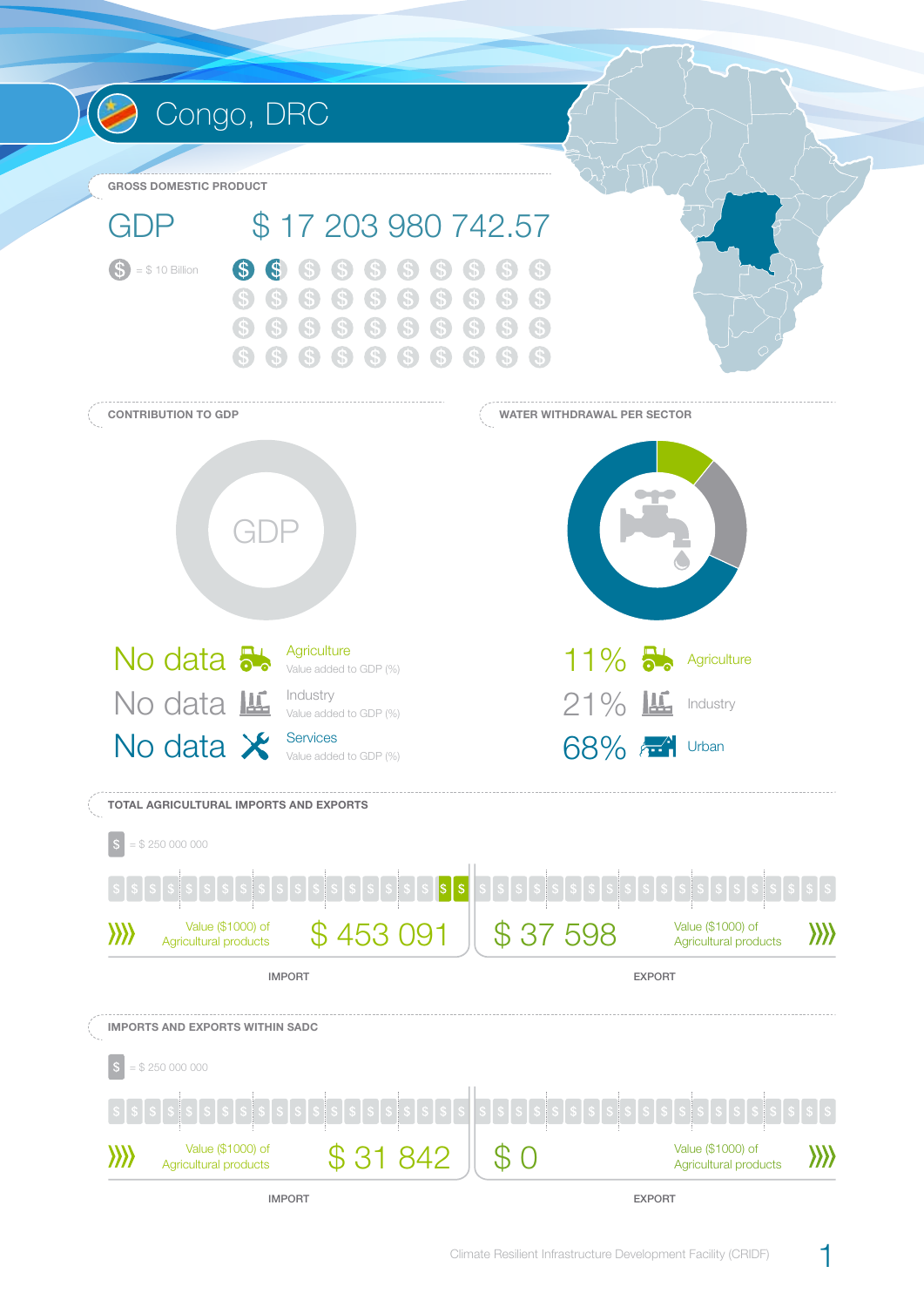# Congo, DRC

## GROSS DOMESTIC PRODUCT

GDP $ 17 203 980 742.57

$ = $ 10 Billion

## CONTRIBUTION TO GDP

GDP

No data Agriculture
Value added to GDP (%)

No data Industry
Value added to GDP (%)

No data Services
Value added to GDP (%)

## WATER WITHDRAWAL PER SECTOR

11% Agriculture

21% Industry

68% Urban

## TOTAL AGRICULTURAL IMPORTS AND EXPORTS

$ = $ 250 000 000

Value ($1000) of Agricultural products $ 453 091

IMPORT

$ 37 598 Value ($1000) of Agricultural products

EXPORT

## IMPORTS AND EXPORTS WITHIN SADC

$ = $ 250 000 000

Value ($1000) of Agricultural products $ 31 842

IMPORT

$ 0 Value ($1000) of Agricultural products

EXPORT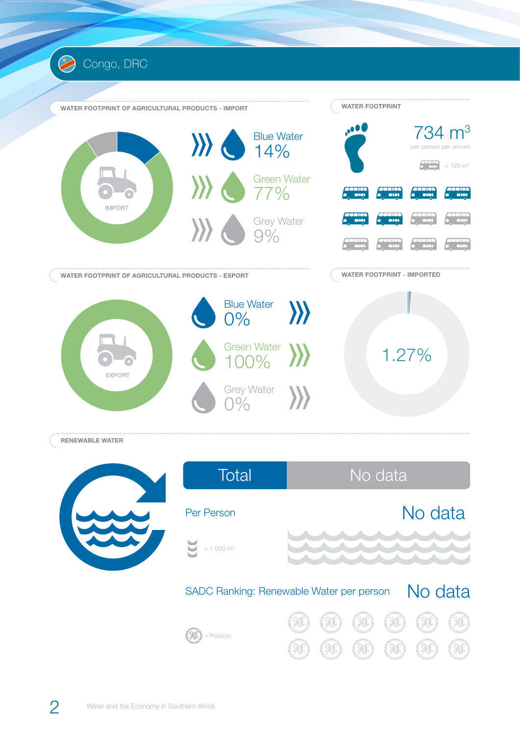# Congo, DRC

## WATER FOOTPRINT OF AGRICULTURAL PRODUCTS - IMPORT

IMPORT

Blue Water
14%

Green Water
77%

Grey Water
9%

## WATER FOOTPRINT

734 $m^3$
per person per annum

= 125 $m^3$

## WATER FOOTPRINT OF AGRICULTURAL PRODUCTS - EXPORT

EXPORT

Blue Water
0%

Green Water
100%

Grey Water
0%

## WATER FOOTPRINT - IMPORTED

1.27%

## RENEWABLE WATER

Total — No data

Per Person — No data

= 1 000 $m^3$

SADC Ranking: Renewable Water per person — No data

= Position

Water and the Economy in Southern Africa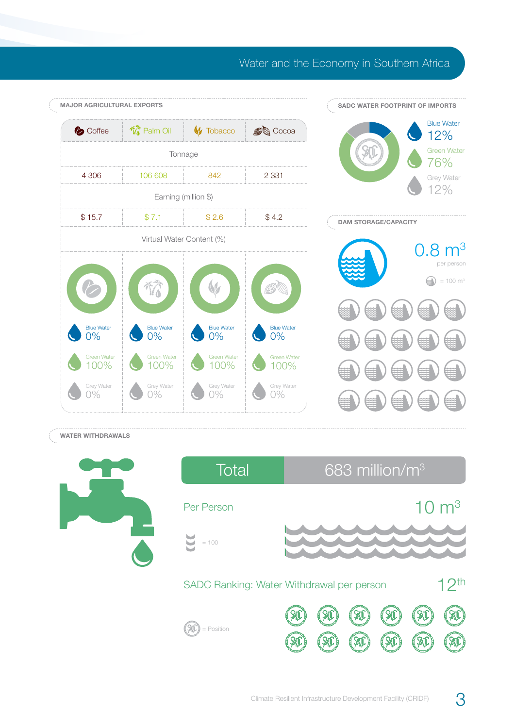# Water and the Economy in Southern Africa

## MAJOR AGRICULTURAL EXPORTS

| | Coffee | Palm Oil | Tobacco | Cocoa |
|---|---|---|---|---|
| Tonnage | 4 306 | 106 608 | 842 | 2 331 |
| Earning (million $) | $ 15.7 | $ 7.1 | $ 2.6 | $ 4.2 |
| Virtual Water Content (%) – Blue Water | 0% | 0% | 0% | 0% |
| Virtual Water Content (%) – Green Water | 100% | 100% | 100% | 100% |
| Virtual Water Content (%) – Grey Water | 0% | 0% | 0% | 0% |

## SADC WATER FOOTPRINT OF IMPORTS

Blue Water 12%

Green Water 76%

Grey Water 12%

## DAM STORAGE/CAPACITY

0.8 $m^3$ per person

= 100 $m^3$

## WATER WITHDRAWALS

Total 683 million/$m^3$

Per Person 10 $m^3$

= 100

SADC Ranking: Water Withdrawal per person 12th

= Position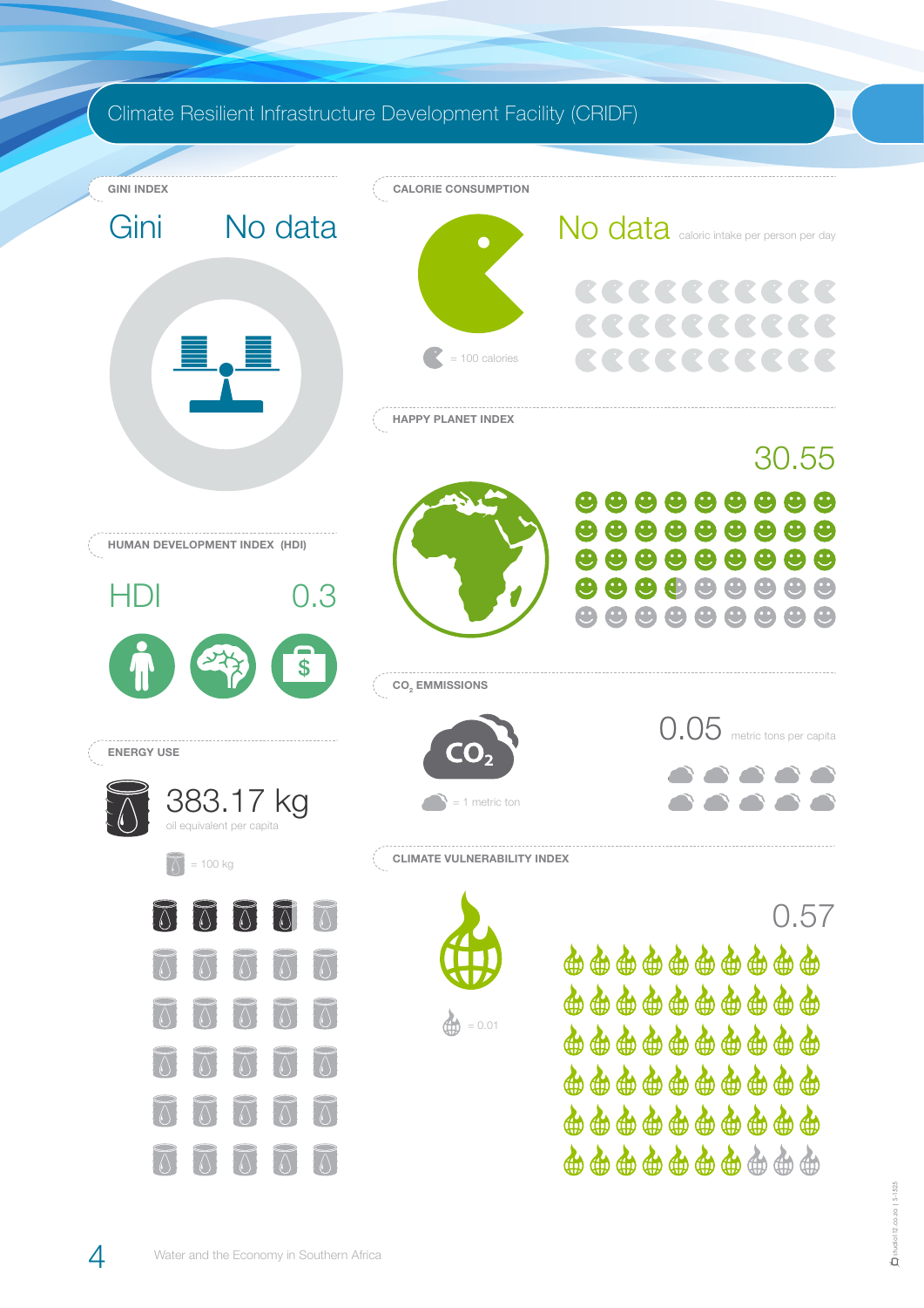# Climate Resilient Infrastructure Development Facility (CRIDF)

## GINI INDEX

Gini No data

## CALORIE CONSUMPTION

No data caloric intake per person per day

= 100 calories

## HAPPY PLANET INDEX

30.55

## HUMAN DEVELOPMENT INDEX (HDI)

HDI 0.3

## $CO_2$ EMMISSIONS

0.05 metric tons per capita

= 1 metric ton

## ENERGY USE

383.17 kg oil equivalent per capita

= 100 kg

## CLIMATE VULNERABILITY INDEX

0.57

= 0.01

Water and the Economy in Southern Africa